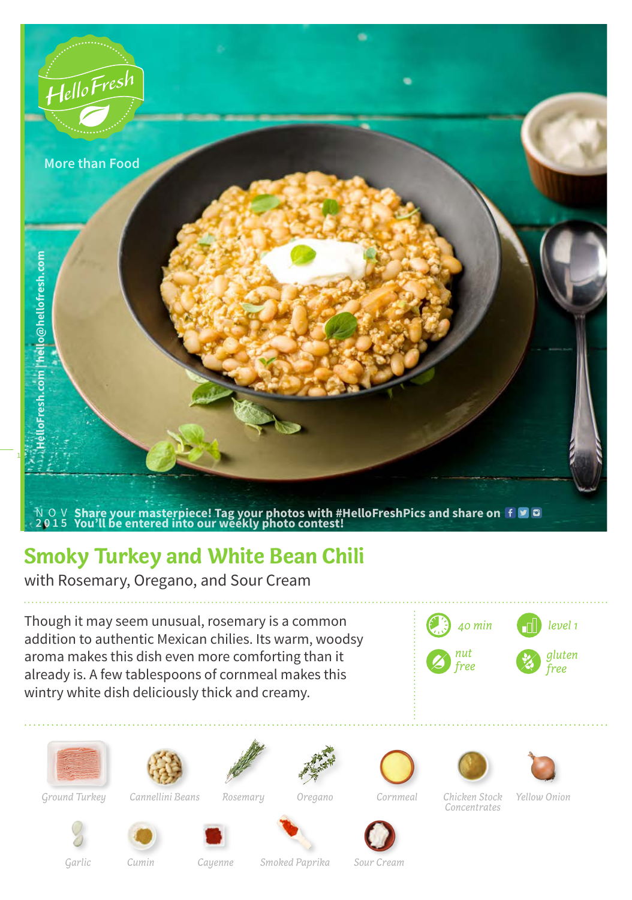HelloFresh

More than Food

HelloFresh.com | hello@hellofresh.com

NOV 2015 Share your masterpiece! Tag your photos with #HelloFreshPics and share on
You'll be entered into our weekly photo contest!

# Smoky Turkey and White Bean Chili

with Rosemary, Oregano, and Sour Cream

Though it may seem unusual, rosemary is a common addition to authentic Mexican chilies. Its warm, woody aroma makes this dish even more comforting than it already is. A few tablespoons of cornmeal makes this wintry white dish deliciously thick and creamy.

*40 min* | *level 1*

*nut free* | *gluten free*

*Ground Turkey* *Cannellini Beans* *Rosemary* *Oregano* *Cornmeal* *Chicken Stock Concentrates* *Yellow Onion*

*Garlic* *Cumin* *Cayenne* *Smoked Paprika* *Sour Cream*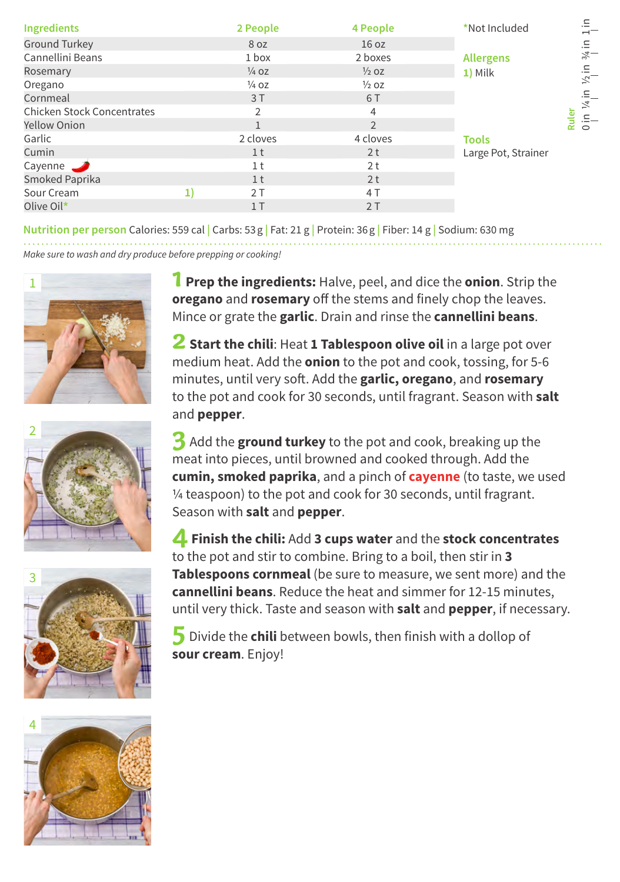| Ingredients | | 2 People | 4 People |
|---|---|---|---|
| Ground Turkey | | 8 oz | 16 oz |
| Cannellini Beans | | 1 box | 2 boxes |
| Rosemary | | ¼ oz | ½ oz |
| Oregano | | ¼ oz | ½ oz |
| Cornmeal | | 3 T | 6 T |
| Chicken Stock Concentrates | | 2 | 4 |
| Yellow Onion | | 1 | 2 |
| Garlic | | 2 cloves | 4 cloves |
| Cumin | | 1 t | 2 t |
| Cayenne | | 1 t | 2 t |
| Smoked Paprika | | 1 t | 2 t |
| Sour Cream | 1) | 2 T | 4 T |
| Olive Oil* | | 1 T | 2 T |

*Not Included

**Allergens**

1) Milk

**Tools**

Large Pot, Strainer

Ruler: 0 in ¼ in ½ in ¾ in 1 in

**Nutrition per person** Calories: 559 cal | Carbs: 53 g | Fat: 21 g | Protein: 36 g | Fiber: 14 g | Sodium: 630 mg

*Make sure to wash and dry produce before prepping or cooking!*

**1 Prep the ingredients:** Halve, peel, and dice the **onion**. Strip the **oregano** and **rosemary** off the stems and finely chop the leaves. Mince or grate the **garlic**. Drain and rinse the **cannellini beans**.

**2 Start the chili**: Heat **1 Tablespoon olive oil** in a large pot over medium heat. Add the **onion** to the pot and cook, tossing, for 5-6 minutes, until very soft. Add the **garlic, oregano**, and **rosemary** to the pot and cook for 30 seconds, until fragrant. Season with **salt** and **pepper**.

**3** Add the **ground turkey** to the pot and cook, breaking up the meat into pieces, until browned and cooked through. Add the **cumin, smoked paprika**, and a pinch of **cayenne** (to taste, we used ¼ teaspoon) to the pot and cook for 30 seconds, until fragrant. Season with **salt** and **pepper**.

**4 Finish the chili:** Add **3 cups water** and the **stock concentrates** to the pot and stir to combine. Bring to a boil, then stir in **3 Tablespoons cornmeal** (be sure to measure, we sent more) and the **cannellini beans**. Reduce the heat and simmer for 12-15 minutes, until very thick. Taste and season with **salt** and **pepper**, if necessary.

**5** Divide the **chili** between bowls, then finish with a dollop of **sour cream**. Enjoy!